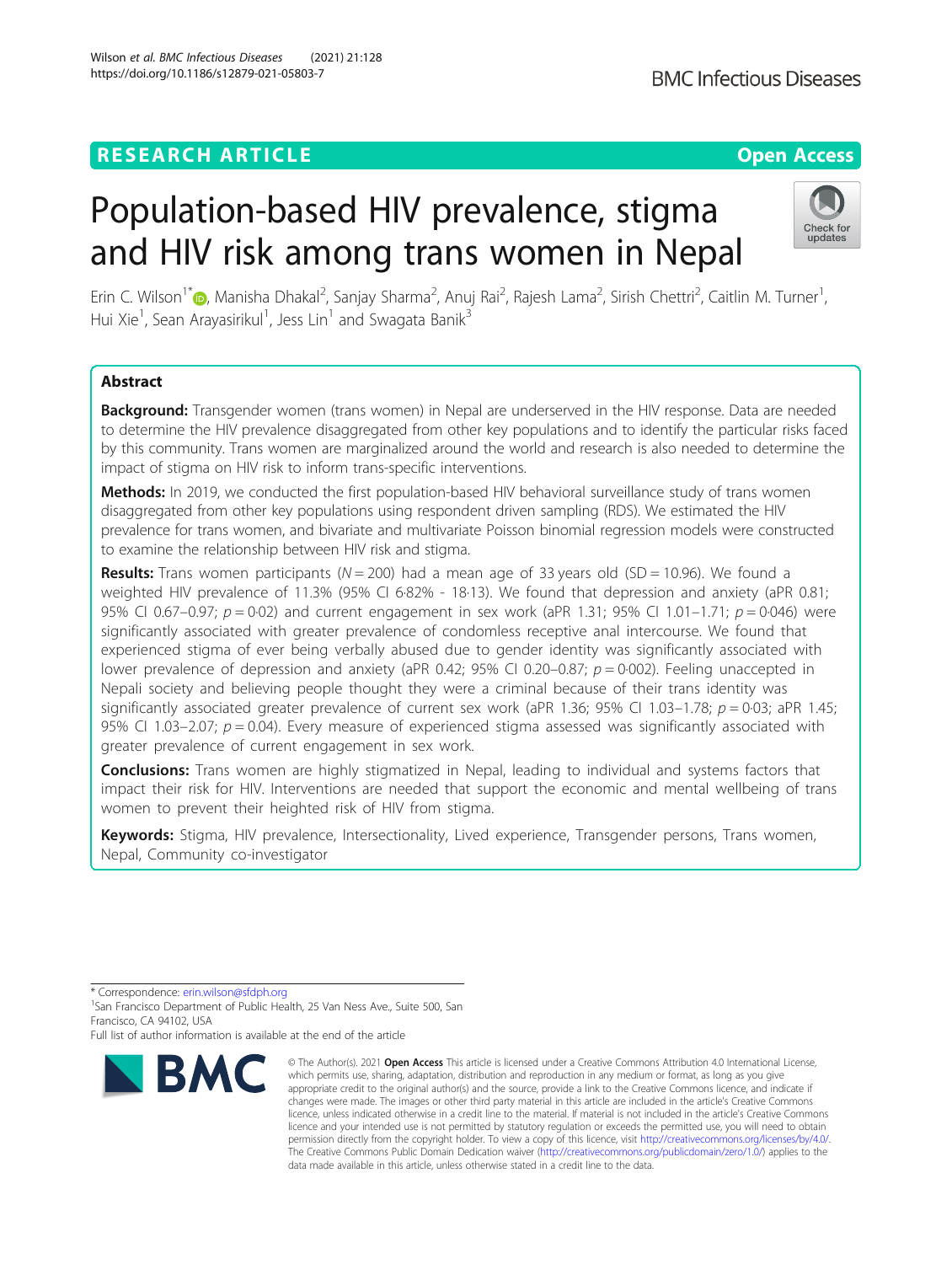RESEARCH ARTICLE

Open Access

# Population-based HIV prevalence, stigma and HIV risk among trans women in Nepal

Erin C. Wilson[1*], Manisha Dhakal[2], Sanjay Sharma[2], Anuj Rai[2], Rajesh Lama[2], Sirish Chettri[2], Caitlin M. Turner[1], Hui Xie[1], Sean Arayasirikul[1], Jess Lin[1] and Swagata Banik[3]

## Abstract

**Background:** Transgender women (trans women) in Nepal are underserved in the HIV response. Data are needed to determine the HIV prevalence disaggregated from other key populations and to identify the particular risks faced by this community. Trans women are marginalized around the world and research is also needed to determine the impact of stigma on HIV risk to inform trans-specific interventions.

**Methods:** In 2019, we conducted the first population-based HIV behavioral surveillance study of trans women disaggregated from other key populations using respondent driven sampling (RDS). We estimated the HIV prevalence for trans women, and bivariate and multivariate Poisson binomial regression models were constructed to examine the relationship between HIV risk and stigma.

**Results:** Trans women participants ($N = 200$) had a mean age of 33 years old (SD = 10.96). We found a weighted HIV prevalence of 11.3% (95% CI 6·82% - 18·13). We found that depression and anxiety (aPR 0.81; 95% CI 0.67–0.97; $p = 0{\cdot}02$) and current engagement in sex work (aPR 1.31; 95% CI 1.01–1.71; $p = 0{\cdot}046$) were significantly associated with greater prevalence of condomless receptive anal intercourse. We found that experienced stigma of ever being verbally abused due to gender identity was significantly associated with lower prevalence of depression and anxiety (aPR 0.42; 95% CI 0.20–0.87; $p = 0{\cdot}002$). Feeling unaccepted in Nepali society and believing people thought they were a criminal because of their trans identity was significantly associated greater prevalence of current sex work (aPR 1.36; 95% CI 1.03–1.78; $p = 0{\cdot}03$; aPR 1.45; 95% CI 1.03–2.07; $p = 0.04$). Every measure of experienced stigma assessed was significantly associated with greater prevalence of current engagement in sex work.

**Conclusions:** Trans women are highly stigmatized in Nepal, leading to individual and systems factors that impact their risk for HIV. Interventions are needed that support the economic and mental wellbeing of trans women to prevent their heighted risk of HIV from stigma.

**Keywords:** Stigma, HIV prevalence, Intersectionality, Lived experience, Transgender persons, Trans women, Nepal, Community co-investigator

---

\* Correspondence: erin.wilson@sfdph.org

[1]San Francisco Department of Public Health, 25 Van Ness Ave., Suite 500, San Francisco, CA 94102, USA

Full list of author information is available at the end of the article

© The Author(s). 2021 **Open Access** This article is licensed under a Creative Commons Attribution 4.0 International License, which permits use, sharing, adaptation, distribution and reproduction in any medium or format, as long as you give appropriate credit to the original author(s) and the source, provide a link to the Creative Commons licence, and indicate if changes were made. The images or other third party material in this article are included in the article's Creative Commons licence, unless indicated otherwise in a credit line to the material. If material is not included in the article's Creative Commons licence and your intended use is not permitted by statutory regulation or exceeds the permitted use, you will need to obtain permission directly from the copyright holder. To view a copy of this licence, visit http://creativecommons.org/licenses/by/4.0/. The Creative Commons Public Domain Dedication waiver (http://creativecommons.org/publicdomain/zero/1.0/) applies to the data made available in this article, unless otherwise stated in a credit line to the data.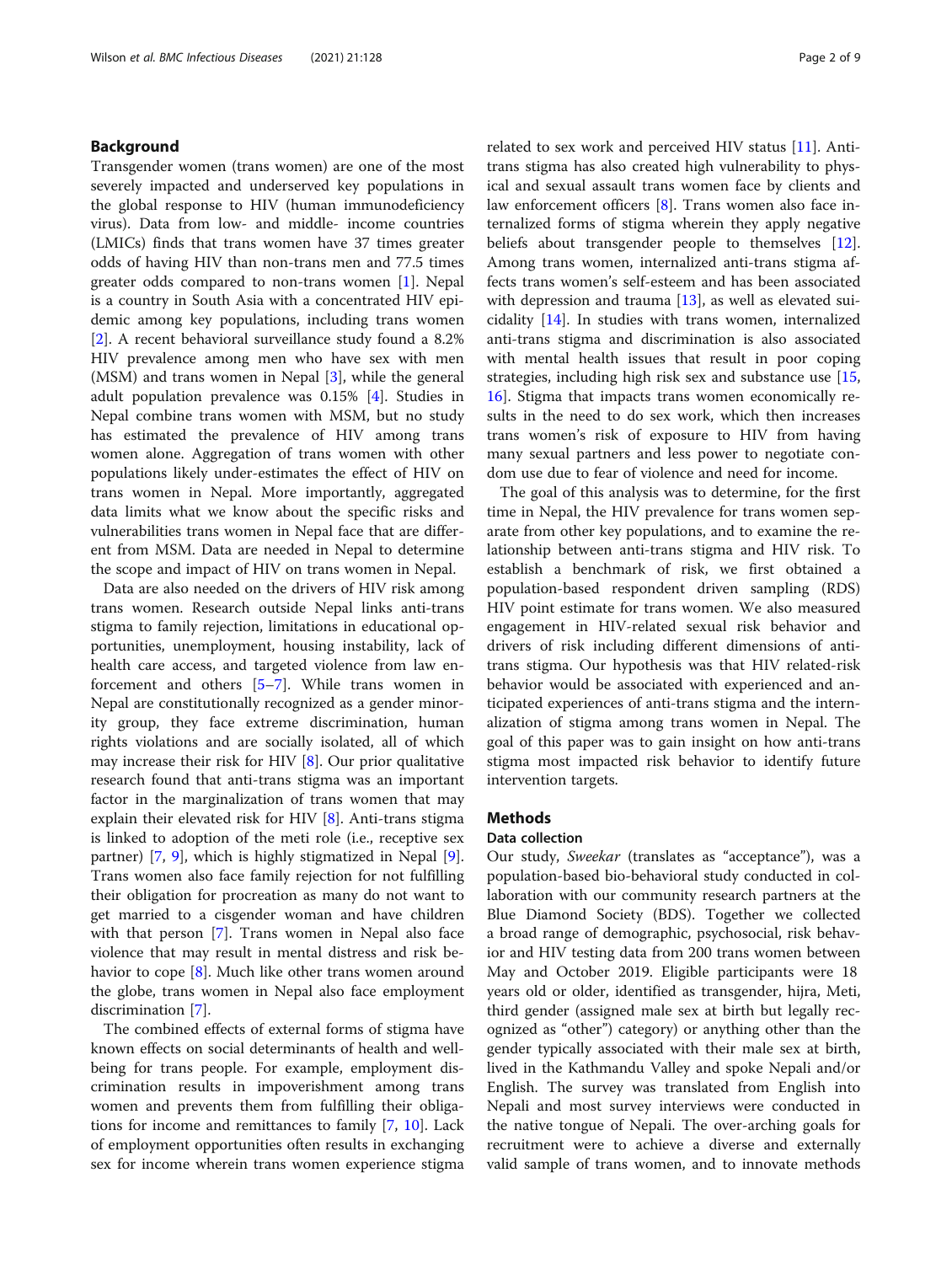## Background

Transgender women (trans women) are one of the most severely impacted and underserved key populations in the global response to HIV (human immunodeficiency virus). Data from low- and middle- income countries (LMICs) finds that trans women have 37 times greater odds of having HIV than non-trans men and 77.5 times greater odds compared to non-trans women [1]. Nepal is a country in South Asia with a concentrated HIV epidemic among key populations, including trans women [2]. A recent behavioral surveillance study found a 8.2% HIV prevalence among men who have sex with men (MSM) and trans women in Nepal [3], while the general adult population prevalence was 0.15% [4]. Studies in Nepal combine trans women with MSM, but no study has estimated the prevalence of HIV among trans women alone. Aggregation of trans women with other populations likely under-estimates the effect of HIV on trans women in Nepal. More importantly, aggregated data limits what we know about the specific risks and vulnerabilities trans women in Nepal face that are different from MSM. Data are needed in Nepal to determine the scope and impact of HIV on trans women in Nepal.

Data are also needed on the drivers of HIV risk among trans women. Research outside Nepal links anti-trans stigma to family rejection, limitations in educational opportunities, unemployment, housing instability, lack of health care access, and targeted violence from law enforcement and others [5–7]. While trans women in Nepal are constitutionally recognized as a gender minority group, they face extreme discrimination, human rights violations and are socially isolated, all of which may increase their risk for HIV [8]. Our prior qualitative research found that anti-trans stigma was an important factor in the marginalization of trans women that may explain their elevated risk for HIV [8]. Anti-trans stigma is linked to adoption of the meti role (i.e., receptive sex partner) [7, 9], which is highly stigmatized in Nepal [9]. Trans women also face family rejection for not fulfilling their obligation for procreation as many do not want to get married to a cisgender woman and have children with that person [7]. Trans women in Nepal also face violence that may result in mental distress and risk behavior to cope [8]. Much like other trans women around the globe, trans women in Nepal also face employment discrimination [7].

The combined effects of external forms of stigma have known effects on social determinants of health and wellbeing for trans people. For example, employment discrimination results in impoverishment among trans women and prevents them from fulfilling their obligations for income and remittances to family [7, 10]. Lack of employment opportunities often results in exchanging sex for income wherein trans women experience stigma related to sex work and perceived HIV status [11]. Anti-trans stigma has also created high vulnerability to physical and sexual assault trans women face by clients and law enforcement officers [8]. Trans women also face internalized forms of stigma wherein they apply negative beliefs about transgender people to themselves [12]. Among trans women, internalized anti-trans stigma affects trans women's self-esteem and has been associated with depression and trauma [13], as well as elevated suicidality [14]. In studies with trans women, internalized anti-trans stigma and discrimination is also associated with mental health issues that result in poor coping strategies, including high risk sex and substance use [15, 16]. Stigma that impacts trans women economically results in the need to do sex work, which then increases trans women's risk of exposure to HIV from having many sexual partners and less power to negotiate condom use due to fear of violence and need for income.

The goal of this analysis was to determine, for the first time in Nepal, the HIV prevalence for trans women separate from other key populations, and to examine the relationship between anti-trans stigma and HIV risk. To establish a benchmark of risk, we first obtained a population-based respondent driven sampling (RDS) HIV point estimate for trans women. We also measured engagement in HIV-related sexual risk behavior and drivers of risk including different dimensions of anti-trans stigma. Our hypothesis was that HIV related-risk behavior would be associated with experienced and anticipated experiences of anti-trans stigma and the internalization of stigma among trans women in Nepal. The goal of this paper was to gain insight on how anti-trans stigma most impacted risk behavior to identify future intervention targets.

## Methods

### Data collection

Our study, *Sweekar* (translates as "acceptance"), was a population-based bio-behavioral study conducted in collaboration with our community research partners at the Blue Diamond Society (BDS). Together we collected a broad range of demographic, psychosocial, risk behavior and HIV testing data from 200 trans women between May and October 2019. Eligible participants were 18 years old or older, identified as transgender, hijra, Meti, third gender (assigned male sex at birth but legally recognized as "other") category) or anything other than the gender typically associated with their male sex at birth, lived in the Kathmandu Valley and spoke Nepali and/or English. The survey was translated from English into Nepali and most survey interviews were conducted in the native tongue of Nepali. The over-arching goals for recruitment were to achieve a diverse and externally valid sample of trans women, and to innovate methods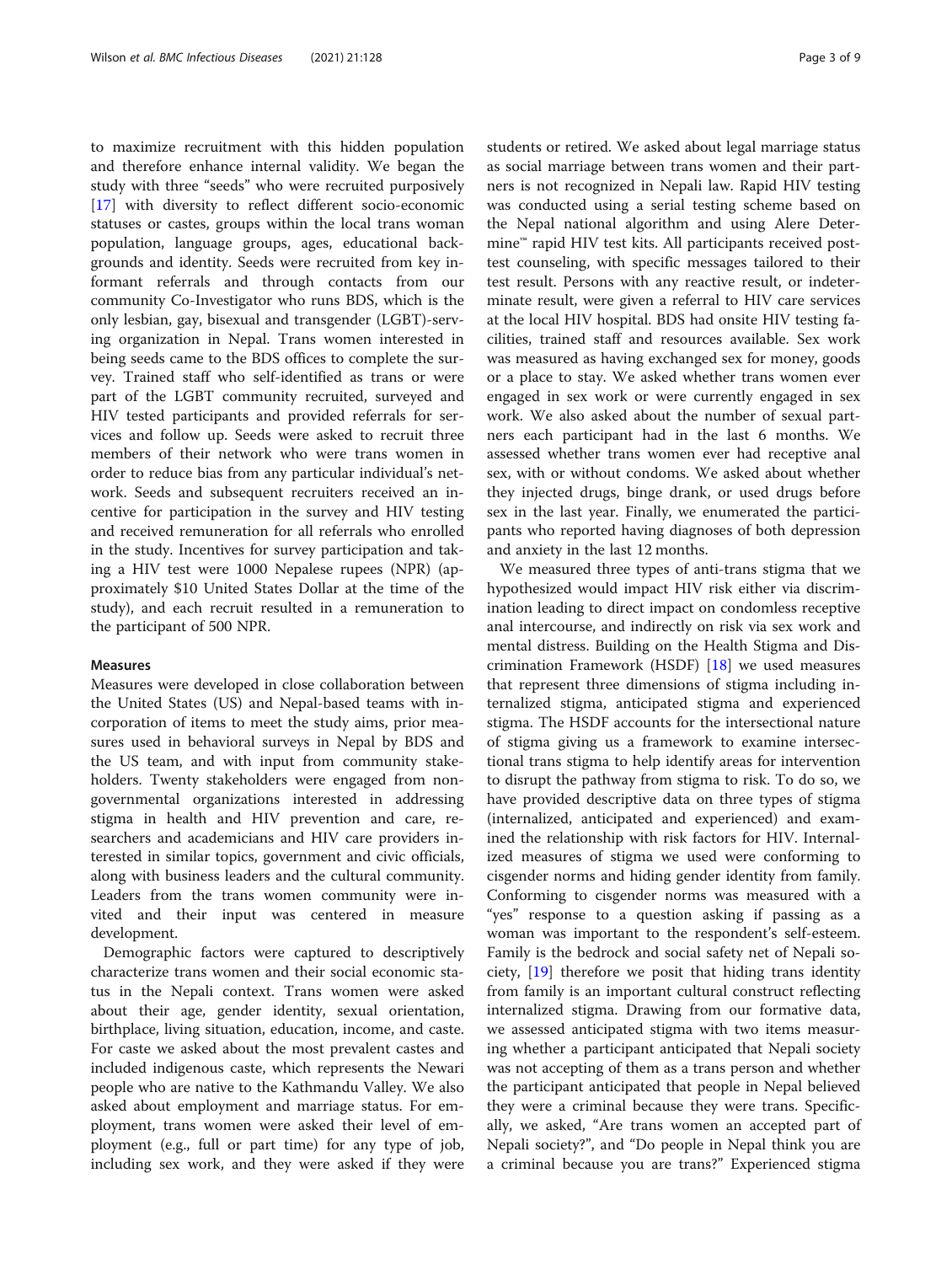to maximize recruitment with this hidden population and therefore enhance internal validity. We began the study with three "seeds" who were recruited purposively [17] with diversity to reflect different socio-economic statuses or castes, groups within the local trans woman population, language groups, ages, educational backgrounds and identity. Seeds were recruited from key informant referrals and through contacts from our community Co-Investigator who runs BDS, which is the only lesbian, gay, bisexual and transgender (LGBT)-serving organization in Nepal. Trans women interested in being seeds came to the BDS offices to complete the survey. Trained staff who self-identified as trans or were part of the LGBT community recruited, surveyed and HIV tested participants and provided referrals for services and follow up. Seeds were asked to recruit three members of their network who were trans women in order to reduce bias from any particular individual's network. Seeds and subsequent recruiters received an incentive for participation in the survey and HIV testing and received remuneration for all referrals who enrolled in the study. Incentives for survey participation and taking a HIV test were 1000 Nepalese rupees (NPR) (approximately $10 United States Dollar at the time of the study), and each recruit resulted in a remuneration to the participant of 500 NPR.

## Measures

Measures were developed in close collaboration between the United States (US) and Nepal-based teams with incorporation of items to meet the study aims, prior measures used in behavioral surveys in Nepal by BDS and the US team, and with input from community stakeholders. Twenty stakeholders were engaged from non-governmental organizations interested in addressing stigma in health and HIV prevention and care, researchers and academicians and HIV care providers interested in similar topics, government and civic officials, along with business leaders and the cultural community. Leaders from the trans women community were invited and their input was centered in measure development.

Demographic factors were captured to descriptively characterize trans women and their social economic status in the Nepali context. Trans women were asked about their age, gender identity, sexual orientation, birthplace, living situation, education, income, and caste. For caste we asked about the most prevalent castes and included indigenous caste, which represents the Newari people who are native to the Kathmandu Valley. We also asked about employment and marriage status. For employment, trans women were asked their level of employment (e.g., full or part time) for any type of job, including sex work, and they were asked if they were students or retired. We asked about legal marriage status as social marriage between trans women and their partners is not recognized in Nepali law. Rapid HIV testing was conducted using a serial testing scheme based on the Nepal national algorithm and using Alere Determine™ rapid HIV test kits. All participants received post-test counseling, with specific messages tailored to their test result. Persons with any reactive result, or indeterminate result, were given a referral to HIV care services at the local HIV hospital. BDS had onsite HIV testing facilities, trained staff and resources available. Sex work was measured as having exchanged sex for money, goods or a place to stay. We asked whether trans women ever engaged in sex work or were currently engaged in sex work. We also asked about the number of sexual partners each participant had in the last 6 months. We assessed whether trans women ever had receptive anal sex, with or without condoms. We asked about whether they injected drugs, binge drank, or used drugs before sex in the last year. Finally, we enumerated the participants who reported having diagnoses of both depression and anxiety in the last 12 months.

We measured three types of anti-trans stigma that we hypothesized would impact HIV risk either via discrimination leading to direct impact on condomless receptive anal intercourse, and indirectly on risk via sex work and mental distress. Building on the Health Stigma and Discrimination Framework (HSDF) [18] we used measures that represent three dimensions of stigma including internalized stigma, anticipated stigma and experienced stigma. The HSDF accounts for the intersectional nature of stigma giving us a framework to examine intersectional trans stigma to help identify areas for intervention to disrupt the pathway from stigma to risk. To do so, we have provided descriptive data on three types of stigma (internalized, anticipated and experienced) and examined the relationship with risk factors for HIV. Internalized measures of stigma we used were conforming to cisgender norms and hiding gender identity from family. Conforming to cisgender norms was measured with a "yes" response to a question asking if passing as a woman was important to the respondent's self-esteem. Family is the bedrock and social safety net of Nepali society, [19] therefore we posit that hiding trans identity from family is an important cultural construct reflecting internalized stigma. Drawing from our formative data, we assessed anticipated stigma with two items measuring whether a participant anticipated that Nepali society was not accepting of them as a trans person and whether the participant anticipated that people in Nepal believed they were a criminal because they were trans. Specifically, we asked, "Are trans women an accepted part of Nepali society?", and "Do people in Nepal think you are a criminal because you are trans?" Experienced stigma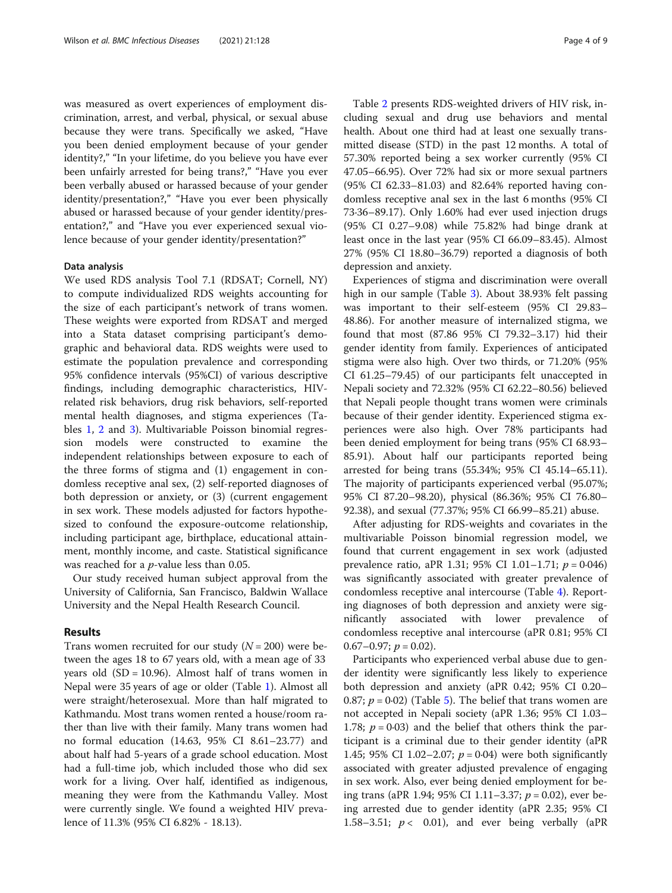was measured as overt experiences of employment discrimination, arrest, and verbal, physical, or sexual abuse because they were trans. Specifically we asked, "Have you been denied employment because of your gender identity?," "In your lifetime, do you believe you have ever been unfairly arrested for being trans?," "Have you ever been verbally abused or harassed because of your gender identity/presentation?," "Have you ever been physically abused or harassed because of your gender identity/presentation?," and "Have you ever experienced sexual violence because of your gender identity/presentation?"

### Data analysis

We used RDS analysis Tool 7.1 (RDSAT; Cornell, NY) to compute individualized RDS weights accounting for the size of each participant's network of trans women. These weights were exported from RDSAT and merged into a Stata dataset comprising participant's demographic and behavioral data. RDS weights were used to estimate the population prevalence and corresponding 95% confidence intervals (95%CI) of various descriptive findings, including demographic characteristics, HIV-related risk behaviors, drug risk behaviors, self-reported mental health diagnoses, and stigma experiences (Tables 1, 2 and 3). Multivariable Poisson binomial regression models were constructed to examine the independent relationships between exposure to each of the three forms of stigma and (1) engagement in condomless receptive anal sex, (2) self-reported diagnoses of both depression or anxiety, or (3) (current engagement in sex work. These models adjusted for factors hypothesized to confound the exposure-outcome relationship, including participant age, birthplace, educational attainment, monthly income, and caste. Statistical significance was reached for a $p$-value less than 0.05.

Our study received human subject approval from the University of California, San Francisco, Baldwin Wallace University and the Nepal Health Research Council.

## Results

Trans women recruited for our study ($N = 200$) were between the ages 18 to 67 years old, with a mean age of 33 years old (SD = 10.96). Almost half of trans women in Nepal were 35 years of age or older (Table 1). Almost all were straight/heterosexual. More than half migrated to Kathmandu. Most trans women rented a house/room rather than live with their family. Many trans women had no formal education (14.63, 95% CI 8.61–23.77) and about half had 5-years of a grade school education. Most had a full-time job, which included those who did sex work for a living. Over half, identified as indigenous, meaning they were from the Kathmandu Valley. Most were currently single. We found a weighted HIV prevalence of 11.3% (95% CI 6.82% - 18.13).

Table 2 presents RDS-weighted drivers of HIV risk, including sexual and drug use behaviors and mental health. About one third had at least one sexually transmitted disease (STD) in the past 12 months. A total of 57.30% reported being a sex worker currently (95% CI 47.05–66.95). Over 72% had six or more sexual partners (95% CI 62.33–81.03) and 82.64% reported having condomless receptive anal sex in the last 6 months (95% CI 73·36–89.17). Only 1.60% had ever used injection drugs (95% CI 0.27–9.08) while 75.82% had binge drank at least once in the last year (95% CI 66.09–83.45). Almost 27% (95% CI 18.80–36.79) reported a diagnosis of both depression and anxiety.

Experiences of stigma and discrimination were overall high in our sample (Table 3). About 38.93% felt passing was important to their self-esteem (95% CI 29.83–48.86). For another measure of internalized stigma, we found that most (87.86 95% CI 79.32–3.17) hid their gender identity from family. Experiences of anticipated stigma were also high. Over two thirds, or 71.20% (95% CI 61.25–79.45) of our participants felt unaccepted in Nepali society and 72.32% (95% CI 62.22–80.56) believed that Nepali people thought trans women were criminals because of their gender identity. Experienced stigma experiences were also high. Over 78% participants had been denied employment for being trans (95% CI 68.93–85.91). About half our participants reported being arrested for being trans (55.34%; 95% CI 45.14–65.11). The majority of participants experienced verbal (95.07%; 95% CI 87.20–98.20), physical (86.36%; 95% CI 76.80–92.38), and sexual (77.37%; 95% CI 66.99–85.21) abuse.

After adjusting for RDS-weights and covariates in the multivariable Poisson binomial regression model, we found that current engagement in sex work (adjusted prevalence ratio, aPR 1.31; 95% CI 1.01–1.71; $p = 0·046$) was significantly associated with greater prevalence of condomless receptive anal intercourse (Table 4). Reporting diagnoses of both depression and anxiety were significantly associated with lower prevalence of condomless receptive anal intercourse (aPR 0.81; 95% CI 0.67–0.97; $p = 0.02$).

Participants who experienced verbal abuse due to gender identity were significantly less likely to experience both depression and anxiety (aPR 0.42; 95% CI 0.20–0.87; $p = 0·02$) (Table 5). The belief that trans women are not accepted in Nepali society (aPR 1.36; 95% CI 1.03–1.78; $p = 0·03$) and the belief that others think the participant is a criminal due to their gender identity (aPR 1.45; 95% CI 1.02–2.07; $p = 0·04$) were both significantly associated with greater adjusted prevalence of engaging in sex work. Also, ever being denied employment for being trans (aPR 1.94; 95% CI 1.11–3.37; $p = 0.02$), ever being arrested due to gender identity (aPR 2.35; 95% CI 1.58–3.51; $p < 0.01$), and ever being verbally (aPR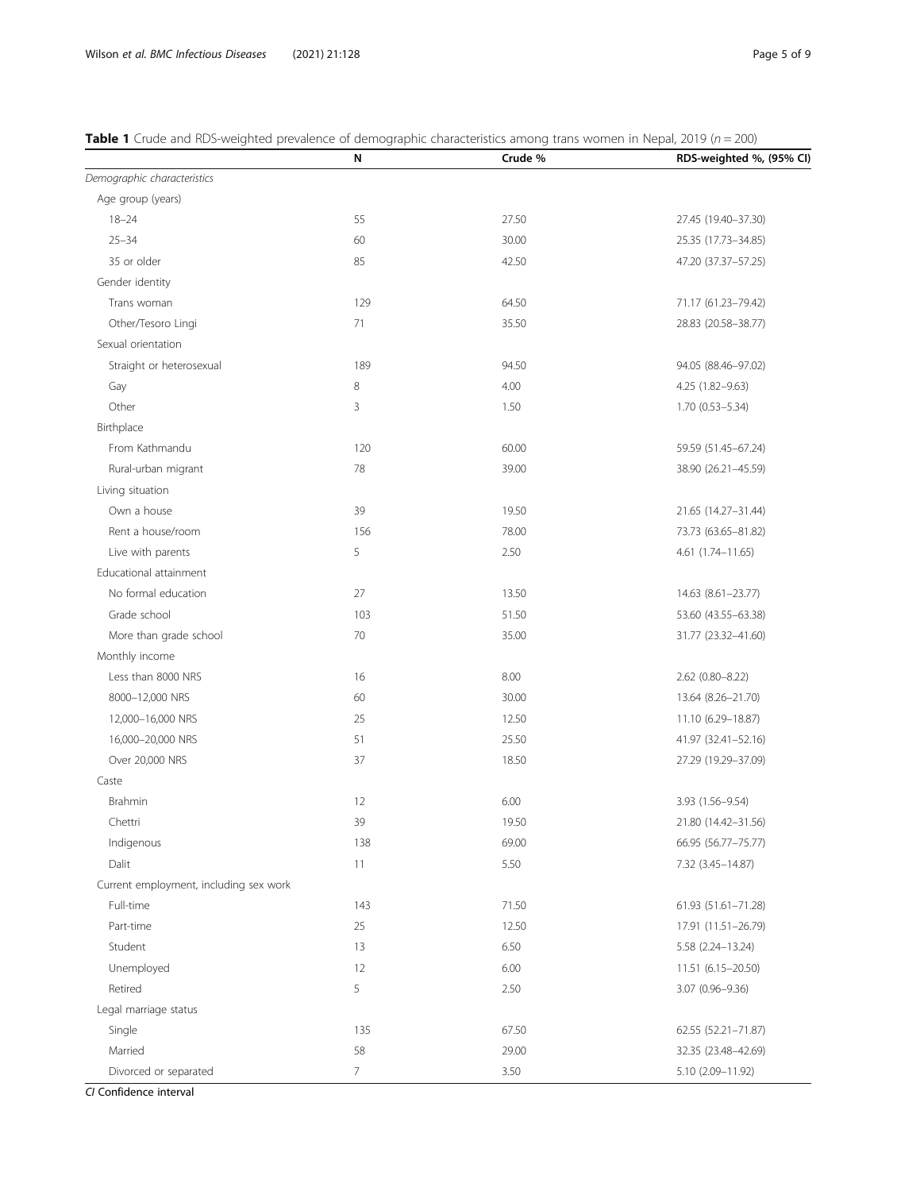**Table 1** Crude and RDS-weighted prevalence of demographic characteristics among trans women in Nepal, 2019 ($n = 200$)

| | N | Crude % | RDS-weighted %, (95% CI) |
|---|---|---|---|
| *Demographic characteristics* | | | |
| Age group (years) | | | |
| 18–24 | 55 | 27.50 | 27.45 (19.40–37.30) |
| 25–34 | 60 | 30.00 | 25.35 (17.73–34.85) |
| 35 or older | 85 | 42.50 | 47.20 (37.37–57.25) |
| Gender identity | | | |
| Trans woman | 129 | 64.50 | 71.17 (61.23–79.42) |
| Other/Tesoro Lingi | 71 | 35.50 | 28.83 (20.58–38.77) |
| Sexual orientation | | | |
| Straight or heterosexual | 189 | 94.50 | 94.05 (88.46–97.02) |
| Gay | 8 | 4.00 | 4.25 (1.82–9.63) |
| Other | 3 | 1.50 | 1.70 (0.53–5.34) |
| Birthplace | | | |
| From Kathmandu | 120 | 60.00 | 59.59 (51.45–67.24) |
| Rural-urban migrant | 78 | 39.00 | 38.90 (26.21–45.59) |
| Living situation | | | |
| Own a house | 39 | 19.50 | 21.65 (14.27–31.44) |
| Rent a house/room | 156 | 78.00 | 73.73 (63.65–81.82) |
| Live with parents | 5 | 2.50 | 4.61 (1.74–11.65) |
| Educational attainment | | | |
| No formal education | 27 | 13.50 | 14.63 (8.61–23.77) |
| Grade school | 103 | 51.50 | 53.60 (43.55–63.38) |
| More than grade school | 70 | 35.00 | 31.77 (23.32–41.60) |
| Monthly income | | | |
| Less than 8000 NRS | 16 | 8.00 | 2.62 (0.80–8.22) |
| 8000–12,000 NRS | 60 | 30.00 | 13.64 (8.26–21.70) |
| 12,000–16,000 NRS | 25 | 12.50 | 11.10 (6.29–18.87) |
| 16,000–20,000 NRS | 51 | 25.50 | 41.97 (32.41–52.16) |
| Over 20,000 NRS | 37 | 18.50 | 27.29 (19.29–37.09) |
| Caste | | | |
| Brahmin | 12 | 6.00 | 3.93 (1.56–9.54) |
| Chettri | 39 | 19.50 | 21.80 (14.42–31.56) |
| Indigenous | 138 | 69.00 | 66.95 (56.77–75.77) |
| Dalit | 11 | 5.50 | 7.32 (3.45–14.87) |
| Current employment, including sex work | | | |
| Full-time | 143 | 71.50 | 61.93 (51.61–71.28) |
| Part-time | 25 | 12.50 | 17.91 (11.51–26.79) |
| Student | 13 | 6.50 | 5.58 (2.24–13.24) |
| Unemployed | 12 | 6.00 | 11.51 (6.15–20.50) |
| Retired | 5 | 2.50 | 3.07 (0.96–9.36) |
| Legal marriage status | | | |
| Single | 135 | 67.50 | 62.55 (52.21–71.87) |
| Married | 58 | 29.00 | 32.35 (23.48–42.69) |
| Divorced or separated | 7 | 3.50 | 5.10 (2.09–11.92) |

*CI* Confidence interval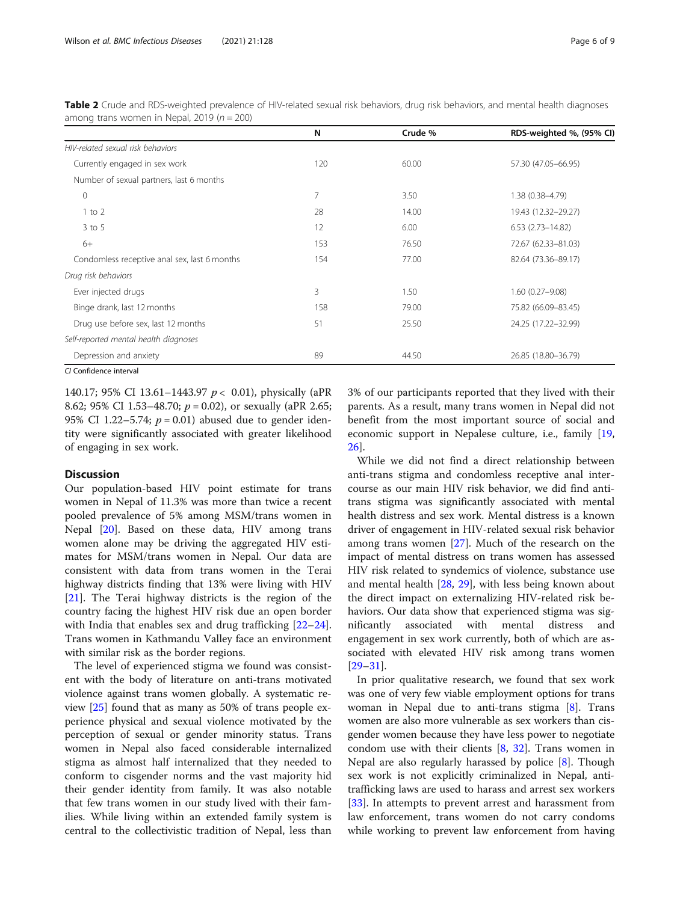**Table 2** Crude and RDS-weighted prevalence of HIV-related sexual risk behaviors, drug risk behaviors, and mental health diagnoses among trans women in Nepal, 2019 ($n = 200$)

| | N | Crude % | RDS-weighted %, (95% CI) |
|---|---|---|---|
| *HIV-related sexual risk behaviors* | | | |
| Currently engaged in sex work | 120 | 60.00 | 57.30 (47.05–66.95) |
| Number of sexual partners, last 6 months | | | |
| 0 | 7 | 3.50 | 1.38 (0.38–4.79) |
| 1 to 2 | 28 | 14.00 | 19.43 (12.32–29.27) |
| 3 to 5 | 12 | 6.00 | 6.53 (2.73–14.82) |
| 6+ | 153 | 76.50 | 72.67 (62.33–81.03) |
| Condomless receptive anal sex, last 6 months | 154 | 77.00 | 82.64 (73.36–89.17) |
| *Drug risk behaviors* | | | |
| Ever injected drugs | 3 | 1.50 | 1.60 (0.27–9.08) |
| Binge drank, last 12 months | 158 | 79.00 | 75.82 (66.09–83.45) |
| Drug use before sex, last 12 months | 51 | 25.50 | 24.25 (17.22–32.99) |
| *Self-reported mental health diagnoses* | | | |
| Depression and anxiety | 89 | 44.50 | 26.85 (18.80–36.79) |

*CI* Confidence interval

140.17; 95% CI 13.61–1443.97 $p < 0.01$), physically (aPR 8.62; 95% CI 1.53–48.70; $p = 0.02$), or sexually (aPR 2.65; 95% CI 1.22–5.74; $p = 0.01$) abused due to gender identity were significantly associated with greater likelihood of engaging in sex work.

## Discussion

Our population-based HIV point estimate for trans women in Nepal of 11.3% was more than twice a recent pooled prevalence of 5% among MSM/trans women in Nepal [20]. Based on these data, HIV among trans women alone may be driving the aggregated HIV estimates for MSM/trans women in Nepal. Our data are consistent with data from trans women in the Terai highway districts finding that 13% were living with HIV [21]. The Terai highway districts is the region of the country facing the highest HIV risk due an open border with India that enables sex and drug trafficking [22–24]. Trans women in Kathmandu Valley face an environment with similar risk as the border regions.

The level of experienced stigma we found was consistent with the body of literature on anti-trans motivated violence against trans women globally. A systematic review [25] found that as many as 50% of trans people experience physical and sexual violence motivated by the perception of sexual or gender minority status. Trans women in Nepal also faced considerable internalized stigma as almost half internalized that they needed to conform to cisgender norms and the vast majority hid their gender identity from family. It was also notable that few trans women in our study lived with their families. While living within an extended family system is central to the collectivistic tradition of Nepal, less than 3% of our participants reported that they lived with their parents. As a result, many trans women in Nepal did not benefit from the most important source of social and economic support in Nepalese culture, i.e., family [19, 26].

While we did not find a direct relationship between anti-trans stigma and condomless receptive anal intercourse as our main HIV risk behavior, we did find anti-trans stigma was significantly associated with mental health distress and sex work. Mental distress is a known driver of engagement in HIV-related sexual risk behavior among trans women [27]. Much of the research on the impact of mental distress on trans women has assessed HIV risk related to syndemics of violence, substance use and mental health [28, 29], with less being known about the direct impact on externalizing HIV-related risk behaviors. Our data show that experienced stigma was significantly associated with mental distress and engagement in sex work currently, both of which are associated with elevated HIV risk among trans women [29–31].

In prior qualitative research, we found that sex work was one of very few viable employment options for trans woman in Nepal due to anti-trans stigma [8]. Trans women are also more vulnerable as sex workers than cisgender women because they have less power to negotiate condom use with their clients [8, 32]. Trans women in Nepal are also regularly harassed by police [8]. Though sex work is not explicitly criminalized in Nepal, anti-trafficking laws are used to harass and arrest sex workers [33]. In attempts to prevent arrest and harassment from law enforcement, trans women do not carry condoms while working to prevent law enforcement from having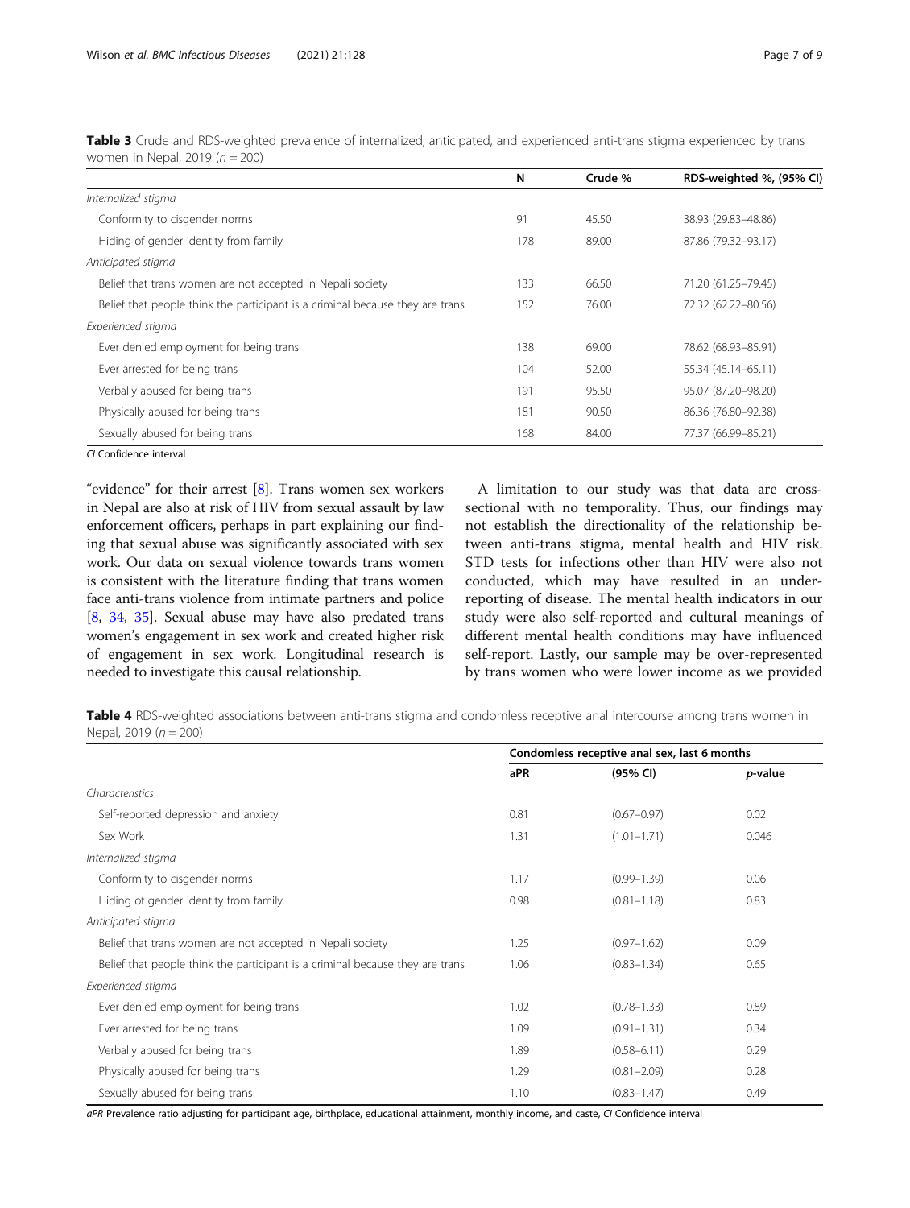**Table 3** Crude and RDS-weighted prevalence of internalized, anticipated, and experienced anti-trans stigma experienced by trans women in Nepal, 2019 ($n = 200$)

| | N | Crude % | RDS-weighted %, (95% CI) |
|---|---|---|---|
| *Internalized stigma* | | | |
| Conformity to cisgender norms | 91 | 45.50 | 38.93 (29.83–48.86) |
| Hiding of gender identity from family | 178 | 89.00 | 87.86 (79.32–93.17) |
| *Anticipated stigma* | | | |
| Belief that trans women are not accepted in Nepali society | 133 | 66.50 | 71.20 (61.25–79.45) |
| Belief that people think the participant is a criminal because they are trans | 152 | 76.00 | 72.32 (62.22–80.56) |
| *Experienced stigma* | | | |
| Ever denied employment for being trans | 138 | 69.00 | 78.62 (68.93–85.91) |
| Ever arrested for being trans | 104 | 52.00 | 55.34 (45.14–65.11) |
| Verbally abused for being trans | 191 | 95.50 | 95.07 (87.20–98.20) |
| Physically abused for being trans | 181 | 90.50 | 86.36 (76.80–92.38) |
| Sexually abused for being trans | 168 | 84.00 | 77.37 (66.99–85.21) |

*CI* Confidence interval

"evidence" for their arrest [8]. Trans women sex workers in Nepal are also at risk of HIV from sexual assault by law enforcement officers, perhaps in part explaining our finding that sexual abuse was significantly associated with sex work. Our data on sexual violence towards trans women is consistent with the literature finding that trans women face anti-trans violence from intimate partners and police [8, 34, 35]. Sexual abuse may have also predated trans women's engagement in sex work and created higher risk of engagement in sex work. Longitudinal research is needed to investigate this causal relationship.

A limitation to our study was that data are cross-sectional with no temporality. Thus, our findings may not establish the directionality of the relationship between anti-trans stigma, mental health and HIV risk. STD tests for infections other than HIV were also not conducted, which may have resulted in an under-reporting of disease. The mental health indicators in our study were also self-reported and cultural meanings of different mental health conditions may have influenced self-report. Lastly, our sample may be over-represented by trans women who were lower income as we provided

**Table 4** RDS-weighted associations between anti-trans stigma and condomless receptive anal intercourse among trans women in Nepal, 2019 ($n = 200$)

| | Condomless receptive anal sex, last 6 months | | |
|---|---|---|---|
| | aPR | (95% CI) | *p*-value |
| *Characteristics* | | | |
| Self-reported depression and anxiety | 0.81 | (0.67–0.97) | 0.02 |
| Sex Work | 1.31 | (1.01–1.71) | 0.046 |
| *Internalized stigma* | | | |
| Conformity to cisgender norms | 1.17 | (0.99–1.39) | 0.06 |
| Hiding of gender identity from family | 0.98 | (0.81–1.18) | 0.83 |
| *Anticipated stigma* | | | |
| Belief that trans women are not accepted in Nepali society | 1.25 | (0.97–1.62) | 0.09 |
| Belief that people think the participant is a criminal because they are trans | 1.06 | (0.83–1.34) | 0.65 |
| *Experienced stigma* | | | |
| Ever denied employment for being trans | 1.02 | (0.78–1.33) | 0.89 |
| Ever arrested for being trans | 1.09 | (0.91–1.31) | 0.34 |
| Verbally abused for being trans | 1.89 | (0.58–6.11) | 0.29 |
| Physically abused for being trans | 1.29 | (0.81–2.09) | 0.28 |
| Sexually abused for being trans | 1.10 | (0.83–1.47) | 0.49 |

*aPR* Prevalence ratio adjusting for participant age, birthplace, educational attainment, monthly income, and caste, *CI* Confidence interval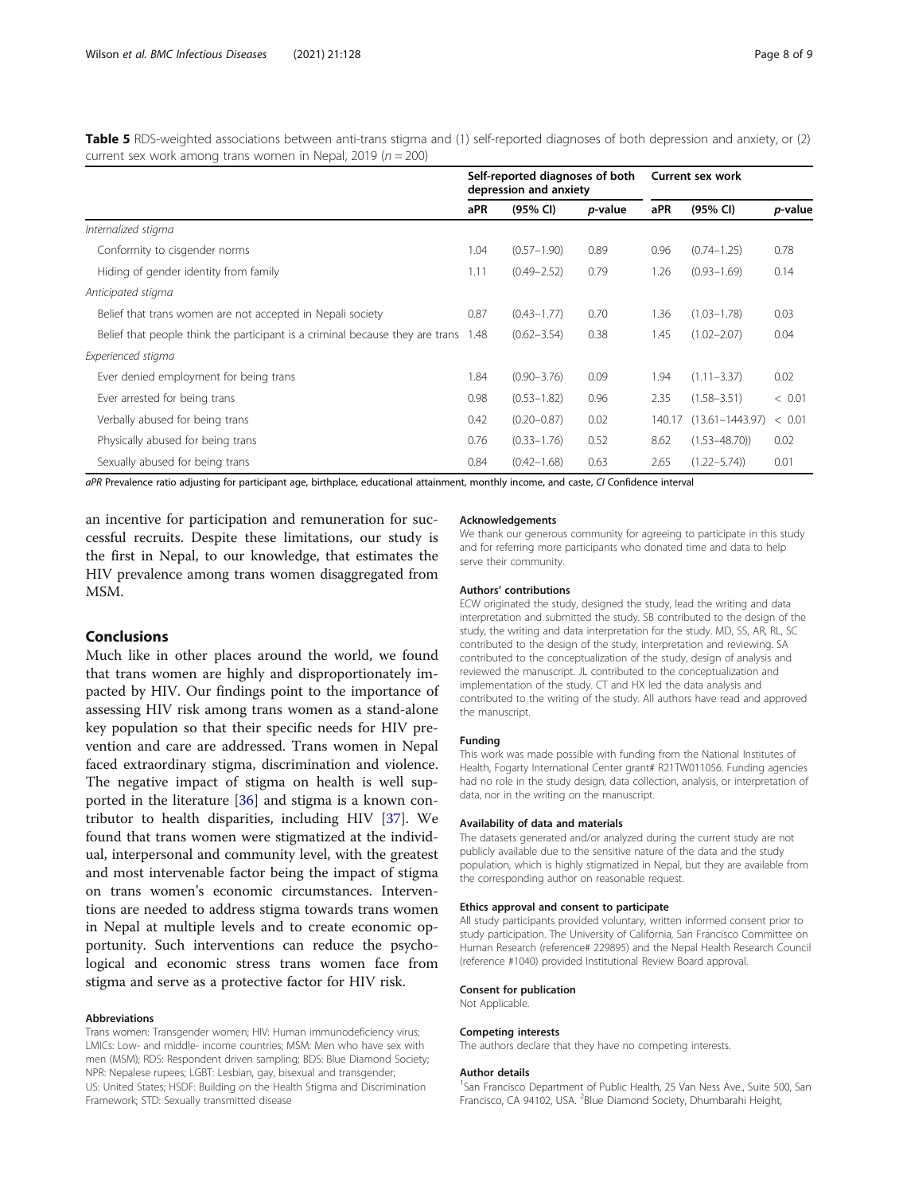**Table 5** RDS-weighted associations between anti-trans stigma and (1) self-reported diagnoses of both depression and anxiety, or (2) current sex work among trans women in Nepal, 2019 ($n = 200$)

| | Self-reported diagnoses of both depression and anxiety | | | Current sex work | | |
|---|---|---|---|---|---|---|
| | aPR | (95% CI) | *p*-value | aPR | (95% CI) | *p*-value |
| *Internalized stigma* | | | | | | |
| Conformity to cisgender norms | 1.04 | (0.57–1.90) | 0.89 | 0.96 | (0.74–1.25) | 0.78 |
| Hiding of gender identity from family | 1.11 | (0.49–2.52) | 0.79 | 1.26 | (0.93–1.69) | 0.14 |
| *Anticipated stigma* | | | | | | |
| Belief that trans women are not accepted in Nepali society | 0.87 | (0.43–1.77) | 0.70 | 1.36 | (1.03–1.78) | 0.03 |
| Belief that people think the participant is a criminal because they are trans | 1.48 | (0.62–3.54) | 0.38 | 1.45 | (1.02–2.07) | 0.04 |
| *Experienced stigma* | | | | | | |
| Ever denied employment for being trans | 1.84 | (0.90–3.76) | 0.09 | 1.94 | (1.11–3.37) | 0.02 |
| Ever arrested for being trans | 0.98 | (0.53–1.82) | 0.96 | 2.35 | (1.58–3.51) | < 0.01 |
| Verbally abused for being trans | 0.42 | (0.20–0.87) | 0.02 | 140.17 | (13.61–1443.97) | < 0.01 |
| Physically abused for being trans | 0.76 | (0.33–1.76) | 0.52 | 8.62 | (1.53–48.70)) | 0.02 |
| Sexually abused for being trans | 0.84 | (0.42–1.68) | 0.63 | 2.65 | (1.22–5.74)) | 0.01 |

*aPR* Prevalence ratio adjusting for participant age, birthplace, educational attainment, monthly income, and caste, *CI* Confidence interval

an incentive for participation and remuneration for successful recruits. Despite these limitations, our study is the first in Nepal, to our knowledge, that estimates the HIV prevalence among trans women disaggregated from MSM.

## Conclusions

Much like in other places around the world, we found that trans women are highly and disproportionately impacted by HIV. Our findings point to the importance of assessing HIV risk among trans women as a stand-alone key population so that their specific needs for HIV prevention and care are addressed. Trans women in Nepal faced extraordinary stigma, discrimination and violence. The negative impact of stigma on health is well supported in the literature [36] and stigma is a known contributor to health disparities, including HIV [37]. We found that trans women were stigmatized at the individual, interpersonal and community level, with the greatest and most intervenable factor being the impact of stigma on trans women's economic circumstances. Interventions are needed to address stigma towards trans women in Nepal at multiple levels and to create economic opportunity. Such interventions can reduce the psychological and economic stress trans women face from stigma and serve as a protective factor for HIV risk.

#### Abbreviations

Trans women: Transgender women; HIV: Human immunodeficiency virus; LMICs: Low- and middle- income countries; MSM: Men who have sex with men (MSM); RDS: Respondent driven sampling; BDS: Blue Diamond Society; NPR: Nepalese rupees; LGBT: Lesbian, gay, bisexual and transgender; US: United States; HSDF: Building on the Health Stigma and Discrimination Framework; STD: Sexually transmitted disease

#### Acknowledgements

We thank our generous community for agreeing to participate in this study and for referring more participants who donated time and data to help serve their community.

#### Authors' contributions

ECW originated the study, designed the study, lead the writing and data interpretation and submitted the study. SB contributed to the design of the study, the writing and data interpretation for the study. MD, SS, AR, RL, SC contributed to the design of the study, interpretation and reviewing. SA contributed to the conceptualization of the study, design of analysis and reviewed the manuscript. JL contributed to the conceptualization and implementation of the study. CT and HX led the data analysis and contributed to the writing of the study. All authors have read and approved the manuscript.

#### Funding

This work was made possible with funding from the National Institutes of Health, Fogarty International Center grant# R21TW011056. Funding agencies had no role in the study design, data collection, analysis, or interpretation of data, nor in the writing on the manuscript.

#### Availability of data and materials

The datasets generated and/or analyzed during the current study are not publicly available due to the sensitive nature of the data and the study population, which is highly stigmatized in Nepal, but they are available from the corresponding author on reasonable request.

#### Ethics approval and consent to participate

All study participants provided voluntary, written informed consent prior to study participation. The University of California, San Francisco Committee on Human Research (reference# 229895) and the Nepal Health Research Council (reference #1040) provided Institutional Review Board approval.

#### Consent for publication

Not Applicable.

#### Competing interests

The authors declare that they have no competing interests.

#### Author details

[1]San Francisco Department of Public Health, 25 Van Ness Ave., Suite 500, San Francisco, CA 94102, USA. [2]Blue Diamond Society, Dhumbarahi Height,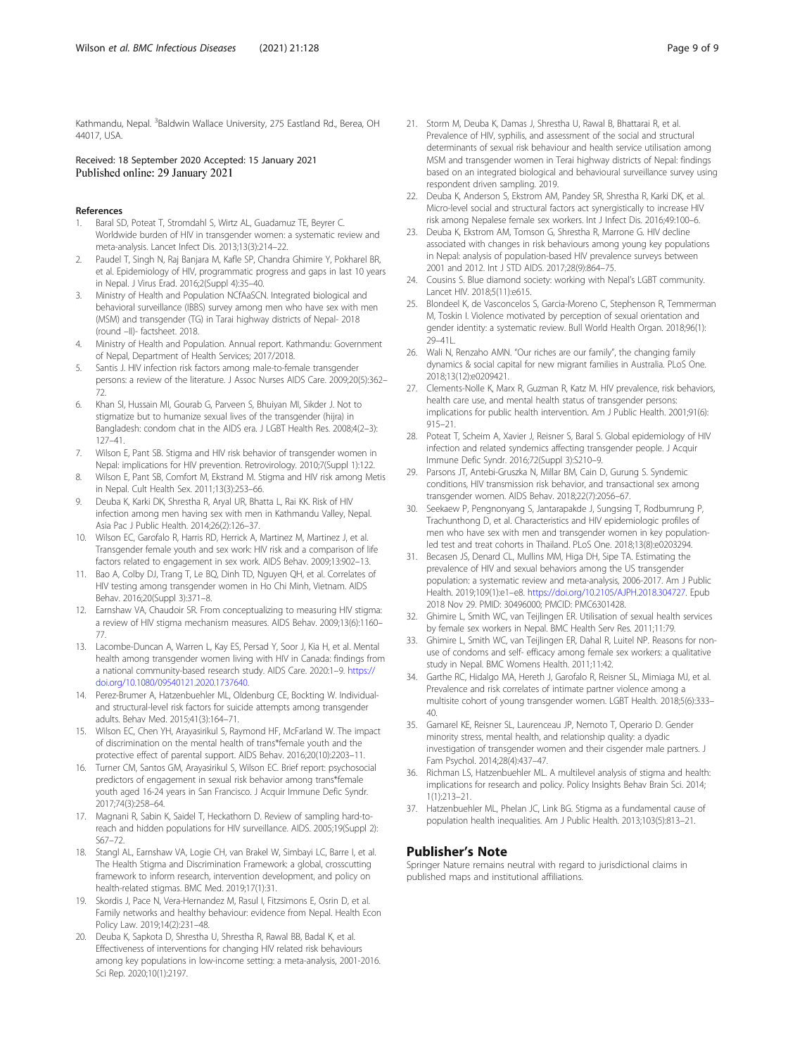Kathmandu, Nepal. [3]Baldwin Wallace University, 275 Eastland Rd., Berea, OH 44017, USA.

Received: 18 September 2020 Accepted: 15 January 2021
Published online: 29 January 2021

## References

1. Baral SD, Poteat T, Stromdahl S, Wirtz AL, Guadamuz TE, Beyrer C. Worldwide burden of HIV in transgender women: a systematic review and meta-analysis. Lancet Infect Dis. 2013;13(3):214–22.
2. Paudel T, Singh N, Raj Banjara M, Kafle SP, Chandra Ghimire Y, Pokharel BR, et al. Epidemiology of HIV, programmatic progress and gaps in last 10 years in Nepal. J Virus Erad. 2016;2(Suppl 4):35–40.
3. Ministry of Health and Population NCfAaSCN. Integrated biological and behavioral surveillance (IBBS) survey among men who have sex with men (MSM) and transgender (TG) in Tarai highway districts of Nepal- 2018 (round –II)- factsheet. 2018.
4. Ministry of Health and Population. Annual report. Kathmandu: Government of Nepal, Department of Health Services; 2017/2018.
5. Santis J. HIV infection risk factors among male-to-female transgender persons: a review of the literature. J Assoc Nurses AIDS Care. 2009;20(5):362–72.
6. Khan SI, Hussain MI, Gourab G, Parveen S, Bhuiyan MI, Sikder J. Not to stigmatize but to humanize sexual lives of the transgender (hijra) in Bangladesh: condom chat in the AIDS era. J LGBT Health Res. 2008;4(2–3):127–41.
7. Wilson E, Pant SB. Stigma and HIV risk behavior of transgender women in Nepal: implications for HIV prevention. Retrovirology. 2010;7(Suppl 1):122.
8. Wilson E, Pant SB, Comfort M, Ekstrand M. Stigma and HIV risk among Metis in Nepal. Cult Health Sex. 2011;13(3):253–66.
9. Deuba K, Karki DK, Shrestha R, Aryal UR, Bhatta L, Rai KK. Risk of HIV infection among men having sex with men in Kathmandu Valley, Nepal. Asia Pac J Public Health. 2014;26(2):126–37.
10. Wilson EC, Garofalo R, Harris RD, Herrick A, Martinez M, Martinez J, et al. Transgender female youth and sex work: HIV risk and a comparison of life factors related to engagement in sex work. AIDS Behav. 2009;13:902–13.
11. Bao A, Colby DJ, Trang T, Le BQ, Dinh TD, Nguyen QH, et al. Correlates of HIV testing among transgender women in Ho Chi Minh, Vietnam. AIDS Behav. 2016;20(Suppl 3):371–8.
12. Earnshaw VA, Chaudoir SR. From conceptualizing to measuring HIV stigma: a review of HIV stigma mechanism measures. AIDS Behav. 2009;13(6):1160–77.
13. Lacombe-Duncan A, Warren L, Kay ES, Persad Y, Soor J, Kia H, et al. Mental health among transgender women living with HIV in Canada: findings from a national community-based research study. AIDS Care. 2020:1–9. https://doi.org/10.1080/09540121.2020.1737640.
14. Perez-Brumer A, Hatzenbuehler ML, Oldenburg CE, Bockting W. Individual- and structural-level risk factors for suicide attempts among transgender adults. Behav Med. 2015;41(3):164–71.
15. Wilson EC, Chen YH, Arayasirikul S, Raymond HF, McFarland W. The impact of discrimination on the mental health of trans*female youth and the protective effect of parental support. AIDS Behav. 2016;20(10):2203–11.
16. Turner CM, Santos GM, Arayasirikul S, Wilson EC. Brief report: psychosocial predictors of engagement in sexual risk behavior among trans*female youth aged 16-24 years in San Francisco. J Acquir Immune Defic Syndr. 2017;74(3):258–64.
17. Magnani R, Sabin K, Saidel T, Heckathorn D. Review of sampling hard-to-reach and hidden populations for HIV surveillance. AIDS. 2005;19(Suppl 2):S67–72.
18. Stangl AL, Earnshaw VA, Logie CH, van Brakel W, Simbayi LC, Barre I, et al. The Health Stigma and Discrimination Framework: a global, crosscutting framework to inform research, intervention development, and policy on health-related stigmas. BMC Med. 2019;17(1):31.
19. Skordis J, Pace N, Vera-Hernandez M, Rasul I, Fitzsimons E, Osrin D, et al. Family networks and healthy behaviour: evidence from Nepal. Health Econ Policy Law. 2019;14(2):231–48.
20. Deuba K, Sapkota D, Shrestha U, Shrestha R, Rawal BB, Badal K, et al. Effectiveness of interventions for changing HIV related risk behaviours among key populations in low-income setting: a meta-analysis, 2001-2016. Sci Rep. 2020;10(1):2197.
21. Storm M, Deuba K, Damas J, Shrestha U, Rawal B, Bhattarai R, et al. Prevalence of HIV, syphilis, and assessment of the social and structural determinants of sexual risk behaviour and health service utilisation among MSM and transgender women in Terai highway districts of Nepal: findings based on an integrated biological and behavioural surveillance survey using respondent driven sampling. 2019.
22. Deuba K, Anderson S, Ekstrom AM, Pandey SR, Shrestha R, Karki DK, et al. Micro-level social and structural factors act synergistically to increase HIV risk among Nepalese female sex workers. Int J Infect Dis. 2016;49:100–6.
23. Deuba K, Ekstrom AM, Tomson G, Shrestha R, Marrone G. HIV decline associated with changes in risk behaviours among young key populations in Nepal: analysis of population-based HIV prevalence surveys between 2001 and 2012. Int J STD AIDS. 2017;28(9):864–75.
24. Cousins S. Blue diamond society: working with Nepal's LGBT community. Lancet HIV. 2018;5(11):e615.
25. Blondeel K, de Vasconcelos S, Garcia-Moreno C, Stephenson R, Temmerman M, Toskin I. Violence motivated by perception of sexual orientation and gender identity: a systematic review. Bull World Health Organ. 2018;96(1):29–41L.
26. Wali N, Renzaho AMN. "Our riches are our family", the changing family dynamics & social capital for new migrant families in Australia. PLoS One. 2018;13(12):e0209421.
27. Clements-Nolle K, Marx R, Guzman R, Katz M. HIV prevalence, risk behaviors, health care use, and mental health status of transgender persons: implications for public health intervention. Am J Public Health. 2001;91(6):915–21.
28. Poteat T, Scheim A, Xavier J, Reisner S, Baral S. Global epidemiology of HIV infection and related syndemics affecting transgender people. J Acquir Immune Defic Syndr. 2016;72(Suppl 3):S210–9.
29. Parsons JT, Antebi-Gruszka N, Millar BM, Cain D, Gurung S. Syndemic conditions, HIV transmission risk behavior, and transactional sex among transgender women. AIDS Behav. 2018;22(7):2056–67.
30. Seekaew P, Pengnonyang S, Jantarapakde J, Sungsing T, Rodbumrung P, Trachunthong D, et al. Characteristics and HIV epidemiologic profiles of men who have sex with men and transgender women in key population-led test and treat cohorts in Thailand. PLoS One. 2018;13(8):e0203294.
31. Becasen JS, Denard CL, Mullins MM, Higa DH, Sipe TA. Estimating the prevalence of HIV and sexual behaviors among the US transgender population: a systematic review and meta-analysis, 2006-2017. Am J Public Health. 2019;109(1):e1–e8. https://doi.org/10.2105/AJPH.2018.304727. Epub 2018 Nov 29. PMID: 30496000; PMCID: PMC6301428.
32. Ghimire L, Smith WC, van Teijlingen ER. Utilisation of sexual health services by female sex workers in Nepal. BMC Health Serv Res. 2011;11:79.
33. Ghimire L, Smith WC, van Teijlingen ER, Dahal R, Luitel NP. Reasons for non-use of condoms and self- efficacy among female sex workers: a qualitative study in Nepal. BMC Womens Health. 2011;11:42.
34. Garthe RC, Hidalgo MA, Hereth J, Garofalo R, Reisner SL, Mimiaga MJ, et al. Prevalence and risk correlates of intimate partner violence among a multisite cohort of young transgender women. LGBT Health. 2018;5(6):333–40.
35. Gamarel KE, Reisner SL, Laurenceau JP, Nemoto T, Operario D. Gender minority stress, mental health, and relationship quality: a dyadic investigation of transgender women and their cisgender male partners. J Fam Psychol. 2014;28(4):437–47.
36. Richman LS, Hatzenbuehler ML. A multilevel analysis of stigma and health: implications for research and policy. Policy Insights Behav Brain Sci. 2014;1(1):213–21.
37. Hatzenbuehler ML, Phelan JC, Link BG. Stigma as a fundamental cause of population health inequalities. Am J Public Health. 2013;103(5):813–21.

## Publisher's Note

Springer Nature remains neutral with regard to jurisdictional claims in published maps and institutional affiliations.